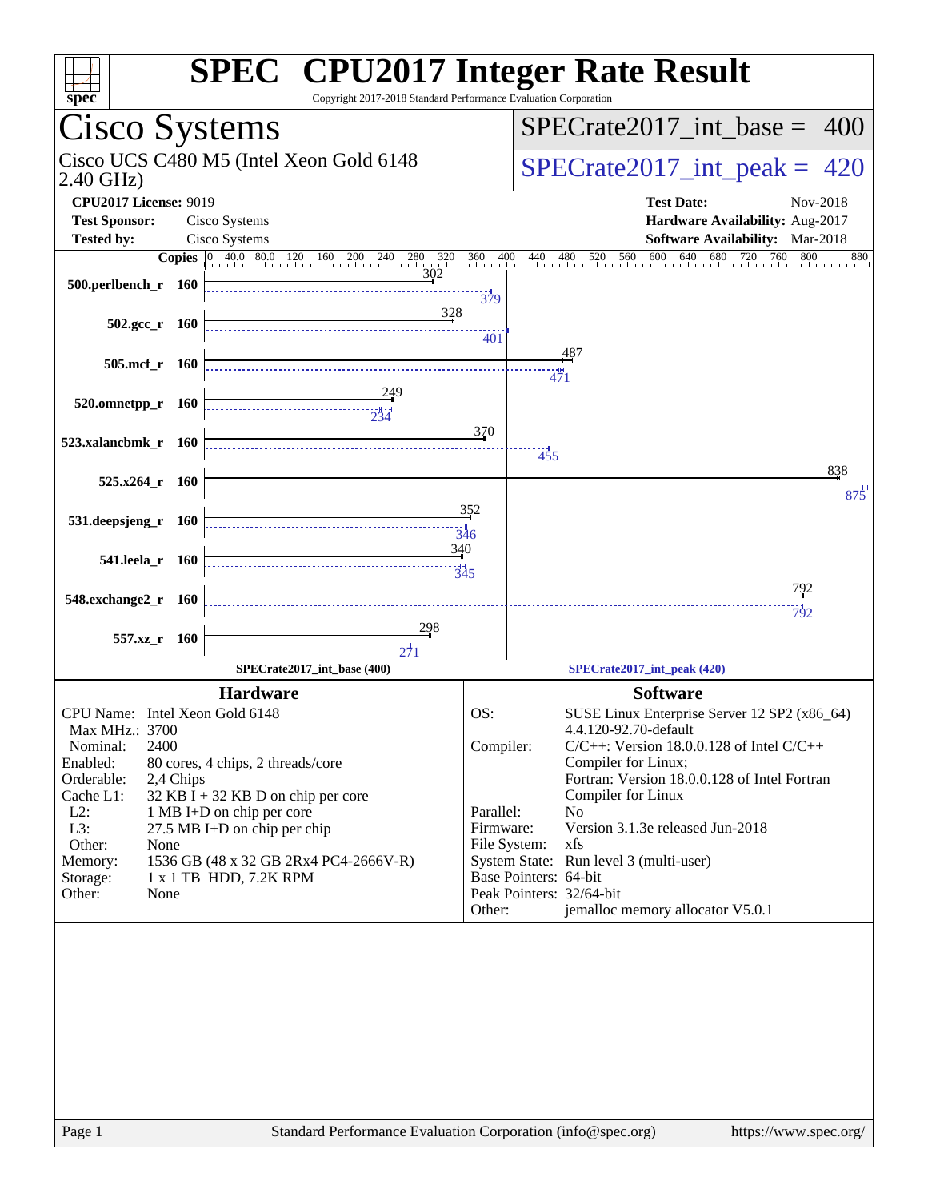# SPEC CPU2017 Integer Rate Result

Copyright 2017-2018 Standard Performance Evaluation Corporation

## Cisco Systems

Cisco UCS C480 M5 (Intel Xeon Gold 6148 2.40 GHz)

SPECrate2017_int_base = 400

SPECrate2017_int_peak = 420

**CPU2017 License:** 9019
**Test Sponsor:** Cisco Systems
**Tested by:** Cisco Systems

**Test Date:** Nov-2018
**Hardware Availability:** Aug-2017
**Software Availability:** Mar-2018

| Benchmark | Copies | SPECrate2017_int_base (400) | SPECrate2017_int_peak (420) |
|---|---|---|---|
| 500.perlbench_r | 160 | 302 | 379 |
| 502.gcc_r | 160 | 328 | 401 |
| 505.mcf_r | 160 | 487 | 471 |
| 520.omnetpp_r | 160 | 249 | 234 |
| 523.xalancbmk_r | 160 | 370 | 455 |
| 525.x264_r | 160 | 838 | 875 |
| 531.deepsjeng_r | 160 | 352 | 346 |
| 541.leela_r | 160 | 340 | 345 |
| 548.exchange2_r | 160 | 792 | 792 |
| 557.xz_r | 160 | 298 | 271 |

## Hardware

| | |
|---|---|
| CPU Name: | Intel Xeon Gold 6148 |
| Max MHz.: | 3700 |
| Nominal: | 2400 |
| Enabled: | 80 cores, 4 chips, 2 threads/core |
| Orderable: | 2,4 Chips |
| Cache L1: | 32 KB I + 32 KB D on chip per core |
| L2: | 1 MB I+D on chip per core |
| L3: | 27.5 MB I+D on chip per chip |
| Other: | None |
| Memory: | 1536 GB (48 x 32 GB 2Rx4 PC4-2666V-R) |
| Storage: | 1 x 1 TB HDD, 7.2K RPM |
| Other: | None |

## Software

| | |
|---|---|
| OS: | SUSE Linux Enterprise Server 12 SP2 (x86_64) 4.4.120-92.70-default |
| Compiler: | C/C++: Version 18.0.0.128 of Intel C/C++ Compiler for Linux; Fortran: Version 18.0.0.128 of Intel Fortran Compiler for Linux |
| Parallel: | No |
| Firmware: | Version 3.1.3e released Jun-2018 |
| File System: | xfs |
| System State: | Run level 3 (multi-user) |
| Base Pointers: | 64-bit |
| Peak Pointers: | 32/64-bit |
| Other: | jemalloc memory allocator V5.0.1 |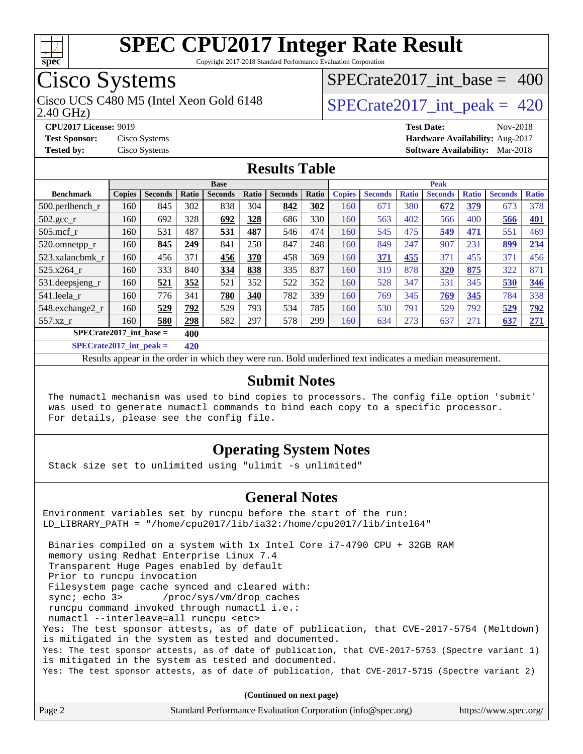# SPEC CPU2017 Integer Rate Result

Copyright 2017-2018 Standard Performance Evaluation Corporation

## Cisco Systems

Cisco UCS C480 M5 (Intel Xeon Gold 6148 2.40 GHz)

SPECrate2017_int_base = 400

SPECrate2017_int_peak = 420

**CPU2017 License:** 9019
**Test Sponsor:** Cisco Systems
**Tested by:** Cisco Systems

**Test Date:** Nov-2018
**Hardware Availability:** Aug-2017
**Software Availability:** Mar-2018

## Results Table

| | Base | | | | | | | Peak | | | | | | |
|---|---|---|---|---|---|---|---|---|---|---|---|---|---|---|
| **Benchmark** | **Copies** | **Seconds** | **Ratio** | **Seconds** | **Ratio** | **Seconds** | **Ratio** | **Copies** | **Seconds** | **Ratio** | **Seconds** | **Ratio** | **Seconds** | **Ratio** |
| 500.perlbench_r | 160 | 845 | 302 | 838 | 304 | **842** | **302** | 160 | 671 | 380 | **672** | **379** | 673 | 378 |
| 502.gcc_r | 160 | 692 | 328 | **692** | **328** | 686 | 330 | 160 | 563 | 402 | 566 | 400 | **566** | **401** |
| 505.mcf_r | 160 | 531 | 487 | **531** | **487** | 546 | 474 | 160 | 545 | 475 | **549** | **471** | 551 | 469 |
| 520.omnetpp_r | 160 | **845** | **249** | 841 | 250 | 847 | 248 | 160 | 849 | 247 | 907 | 231 | **899** | **234** |
| 523.xalancbmk_r | 160 | 456 | 371 | **456** | **370** | 458 | 369 | 160 | **371** | **455** | 371 | 455 | 371 | 456 |
| 525.x264_r | 160 | 333 | 840 | **334** | **838** | 335 | 837 | 160 | 319 | 878 | **320** | **875** | 322 | 871 |
| 531.deepsjeng_r | 160 | **521** | **352** | 521 | 352 | 522 | 352 | 160 | 528 | 347 | 531 | 345 | **530** | **346** |
| 541.leela_r | 160 | 776 | 341 | **780** | **340** | 782 | 339 | 160 | 769 | 345 | **769** | **345** | 784 | 338 |
| 548.exchange2_r | 160 | **529** | **792** | 529 | 793 | 534 | 785 | 160 | 530 | 791 | 529 | 792 | **529** | **792** |
| 557.xz_r | 160 | **580** | **298** | 582 | 297 | 578 | 299 | 160 | 634 | 273 | 637 | 271 | **637** | **271** |

**SPECrate2017_int_base = 400**

**SPECrate2017_int_peak = 420**

Results appear in the order in which they were run. Bold underlined text indicates a median measurement.

## Submit Notes

```
The numactl mechanism was used to bind copies to processors. The config file option 'submit'
was used to generate numactl commands to bind each copy to a specific processor.
For details, please see the config file.
```

## Operating System Notes

```
Stack size set to unlimited using "ulimit -s unlimited"
```

## General Notes

```
Environment variables set by runcpu before the start of the run:
LD_LIBRARY_PATH = "/home/cpu2017/lib/ia32:/home/cpu2017/lib/intel64"

 Binaries compiled on a system with 1x Intel Core i7-4790 CPU + 32GB RAM
 memory using Redhat Enterprise Linux 7.4
 Transparent Huge Pages enabled by default
 Prior to runcpu invocation
 Filesystem page cache synced and cleared with:
 sync; echo 3>       /proc/sys/vm/drop_caches
 runcpu command invoked through numactl i.e.:
 numactl --interleave=all runcpu <etc>
Yes: The test sponsor attests, as of date of publication, that CVE-2017-5754 (Meltdown)
is mitigated in the system as tested and documented.
Yes: The test sponsor attests, as of date of publication, that CVE-2017-5753 (Spectre variant 1)
is mitigated in the system as tested and documented.
Yes: The test sponsor attests, as of date of publication, that CVE-2017-5715 (Spectre variant 2)
```

**(Continued on next page)**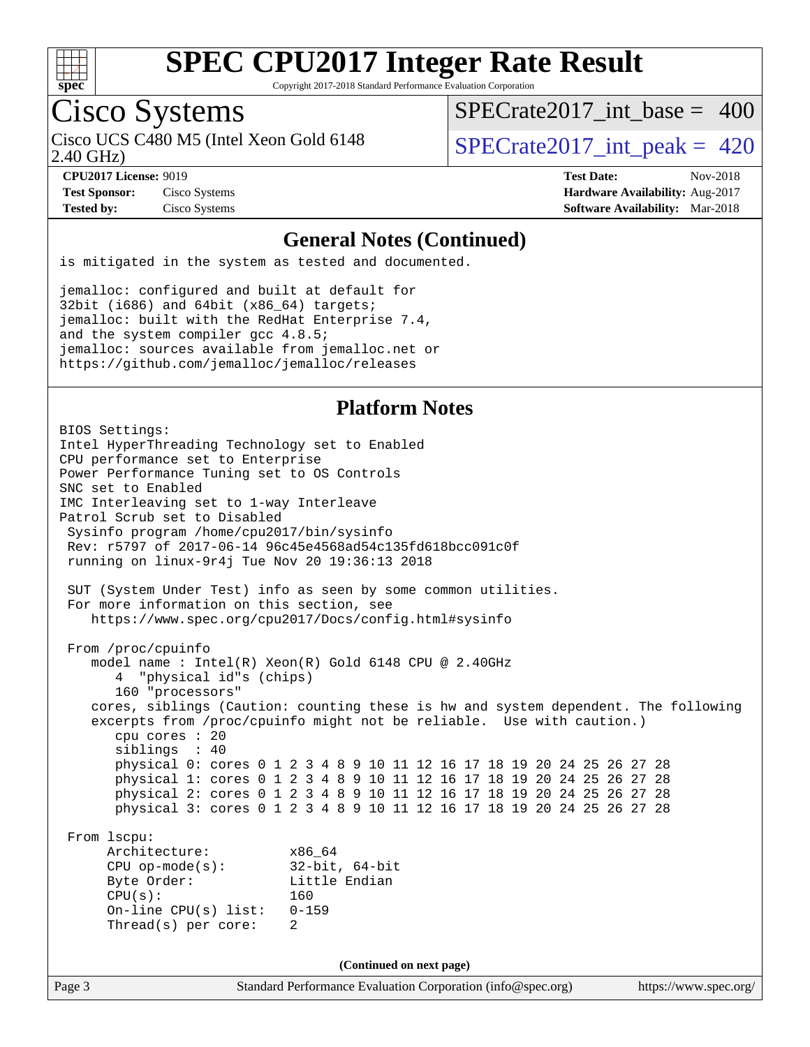# SPEC CPU2017 Integer Rate Result

Copyright 2017-2018 Standard Performance Evaluation Corporation

## Cisco Systems

Cisco UCS C480 M5 (Intel Xeon Gold 6148 2.40 GHz)

SPECrate2017_int_base = 400

SPECrate2017_int_peak = 420

**CPU2017 License:** 9019
**Test Sponsor:** Cisco Systems
**Tested by:** Cisco Systems

**Test Date:** Nov-2018
**Hardware Availability:** Aug-2017
**Software Availability:** Mar-2018

### General Notes (Continued)

```
is mitigated in the system as tested and documented.

jemalloc: configured and built at default for
32bit (i686) and 64bit (x86_64) targets;
jemalloc: built with the RedHat Enterprise 7.4,
and the system compiler gcc 4.8.5;
jemalloc: sources available from jemalloc.net or
https://github.com/jemalloc/jemalloc/releases
```

### Platform Notes

```
BIOS Settings:
Intel HyperThreading Technology set to Enabled
CPU performance set to Enterprise
Power Performance Tuning set to OS Controls
SNC set to Enabled
IMC Interleaving set to 1-way Interleave
Patrol Scrub set to Disabled
 Sysinfo program /home/cpu2017/bin/sysinfo
 Rev: r5797 of 2017-06-14 96c45e4568ad54c135fd618bcc091c0f
 running on linux-9r4j Tue Nov 20 19:36:13 2018

 SUT (System Under Test) info as seen by some common utilities.
 For more information on this section, see
    https://www.spec.org/cpu2017/Docs/config.html#sysinfo

 From /proc/cpuinfo
    model name : Intel(R) Xeon(R) Gold 6148 CPU @ 2.40GHz
       4  "physical id"s (chips)
       160 "processors"
    cores, siblings (Caution: counting these is hw and system dependent. The following
    excerpts from /proc/cpuinfo might not be reliable.  Use with caution.)
       cpu cores : 20
       siblings  : 40
       physical 0: cores 0 1 2 3 4 8 9 10 11 12 16 17 18 19 20 24 25 26 27 28
       physical 1: cores 0 1 2 3 4 8 9 10 11 12 16 17 18 19 20 24 25 26 27 28
       physical 2: cores 0 1 2 3 4 8 9 10 11 12 16 17 18 19 20 24 25 26 27 28
       physical 3: cores 0 1 2 3 4 8 9 10 11 12 16 17 18 19 20 24 25 26 27 28

 From lscpu:
      Architecture:          x86_64
      CPU op-mode(s):        32-bit, 64-bit
      Byte Order:            Little Endian
      CPU(s):                160
      On-line CPU(s) list:   0-159
      Thread(s) per core:    2
```

(Continued on next page)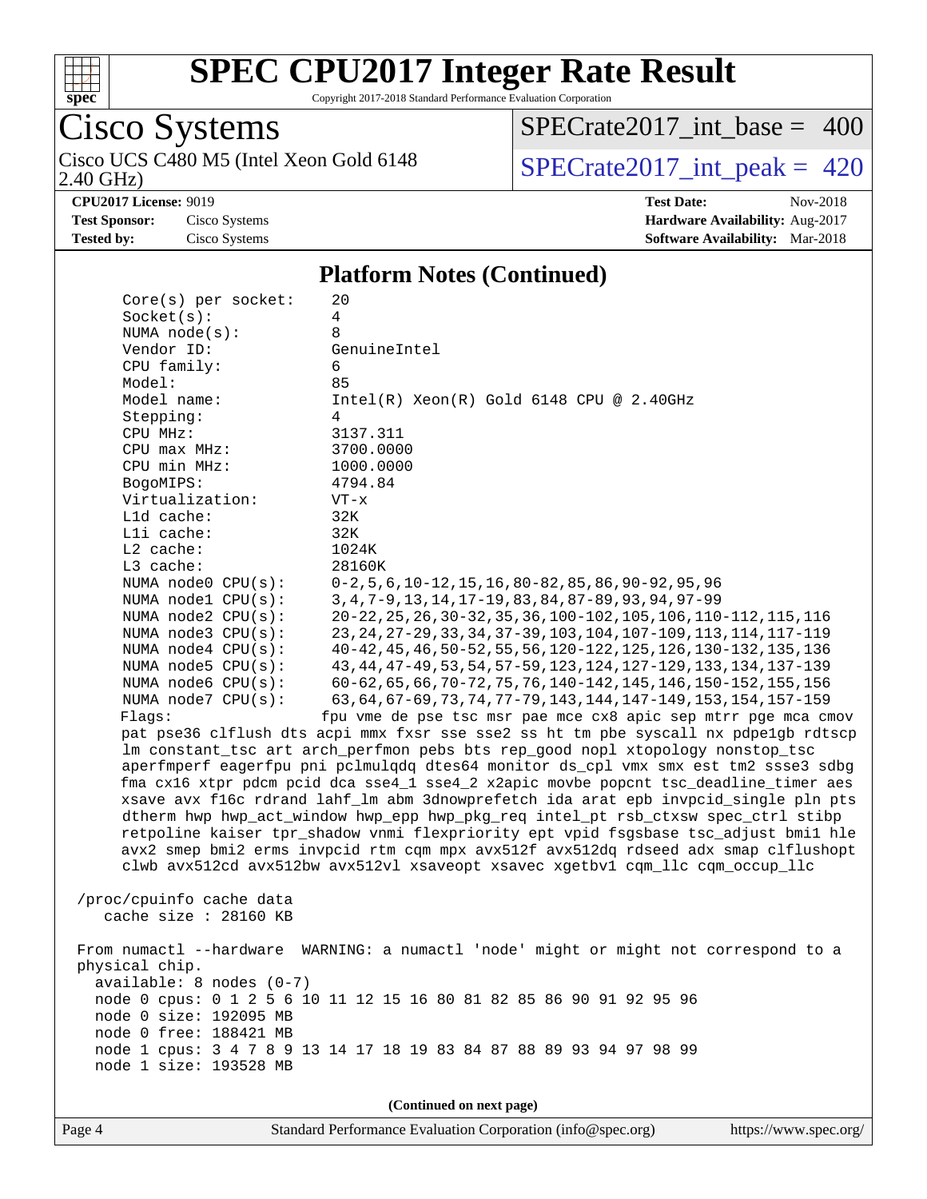## Platform Notes (Continued)

```
     Core(s) per socket:    20
     Socket(s):             4
     NUMA node(s):          8
     Vendor ID:             GenuineIntel
     CPU family:            6
     Model:                 85
     Model name:            Intel(R) Xeon(R) Gold 6148 CPU @ 2.40GHz
     Stepping:              4
     CPU MHz:               3137.311
     CPU max MHz:           3700.0000
     CPU min MHz:           1000.0000
     BogoMIPS:              4794.84
     Virtualization:        VT-x
     L1d cache:             32K
     L1i cache:             32K
     L2 cache:              1024K
     L3 cache:              28160K
     NUMA node0 CPU(s):     0-2,5,6,10-12,15,16,80-82,85,86,90-92,95,96
     NUMA node1 CPU(s):     3,4,7-9,13,14,17-19,83,84,87-89,93,94,97-99
     NUMA node2 CPU(s):     20-22,25,26,30-32,35,36,100-102,105,106,110-112,115,116
     NUMA node3 CPU(s):     23,24,27-29,33,34,37-39,103,104,107-109,113,114,117-119
     NUMA node4 CPU(s):     40-42,45,46,50-52,55,56,120-122,125,126,130-132,135,136
     NUMA node5 CPU(s):     43,44,47-49,53,54,57-59,123,124,127-129,133,134,137-139
     NUMA node6 CPU(s):     60-62,65,66,70-72,75,76,140-142,145,146,150-152,155,156
     NUMA node7 CPU(s):     63,64,67-69,73,74,77-79,143,144,147-149,153,154,157-159
     Flags:                 fpu vme de pse tsc msr pae mce cx8 apic sep mtrr pge mca cmov
     pat pse36 clflush dts acpi mmx fxsr sse sse2 ss ht tm pbe syscall nx pdpe1gb rdtscp
     lm constant_tsc art arch_perfmon pebs bts rep_good nopl xtopology nonstop_tsc
     aperfmperf eagerfpu pni pclmulqdq dtes64 monitor ds_cpl vmx smx est tm2 ssse3 sdbg
     fma cx16 xtpr pdcm pcid dca sse4_1 sse4_2 x2apic movbe popcnt tsc_deadline_timer aes
     xsave avx f16c rdrand lahf_lm abm 3dnowprefetch ida arat epb invpcid_single pln pts
     dtherm hwp hwp_act_window hwp_epp hwp_pkg_req intel_pt rsb_ctxsw spec_ctrl stibp
     retpoline kaiser tpr_shadow vnmi flexpriority ept vpid fsgsbase tsc_adjust bmi1 hle
     avx2 smep bmi2 erms invpcid rtm cqm mpx avx512f avx512dq rdseed adx smap clflushopt
     clwb avx512cd avx512bw avx512vl xsaveopt xsavec xgetbv1 cqm_llc cqm_occup_llc

 /proc/cpuinfo cache data
    cache size : 28160 KB

 From numactl --hardware  WARNING: a numactl 'node' might or might not correspond to a
 physical chip.
   available: 8 nodes (0-7)
   node 0 cpus: 0 1 2 5 6 10 11 12 15 16 80 81 82 85 86 90 91 92 95 96
   node 0 size: 192095 MB
   node 0 free: 188421 MB
   node 1 cpus: 3 4 7 8 9 13 14 17 18 19 83 84 87 88 89 93 94 97 98 99
   node 1 size: 193528 MB
```

(Continued on next page)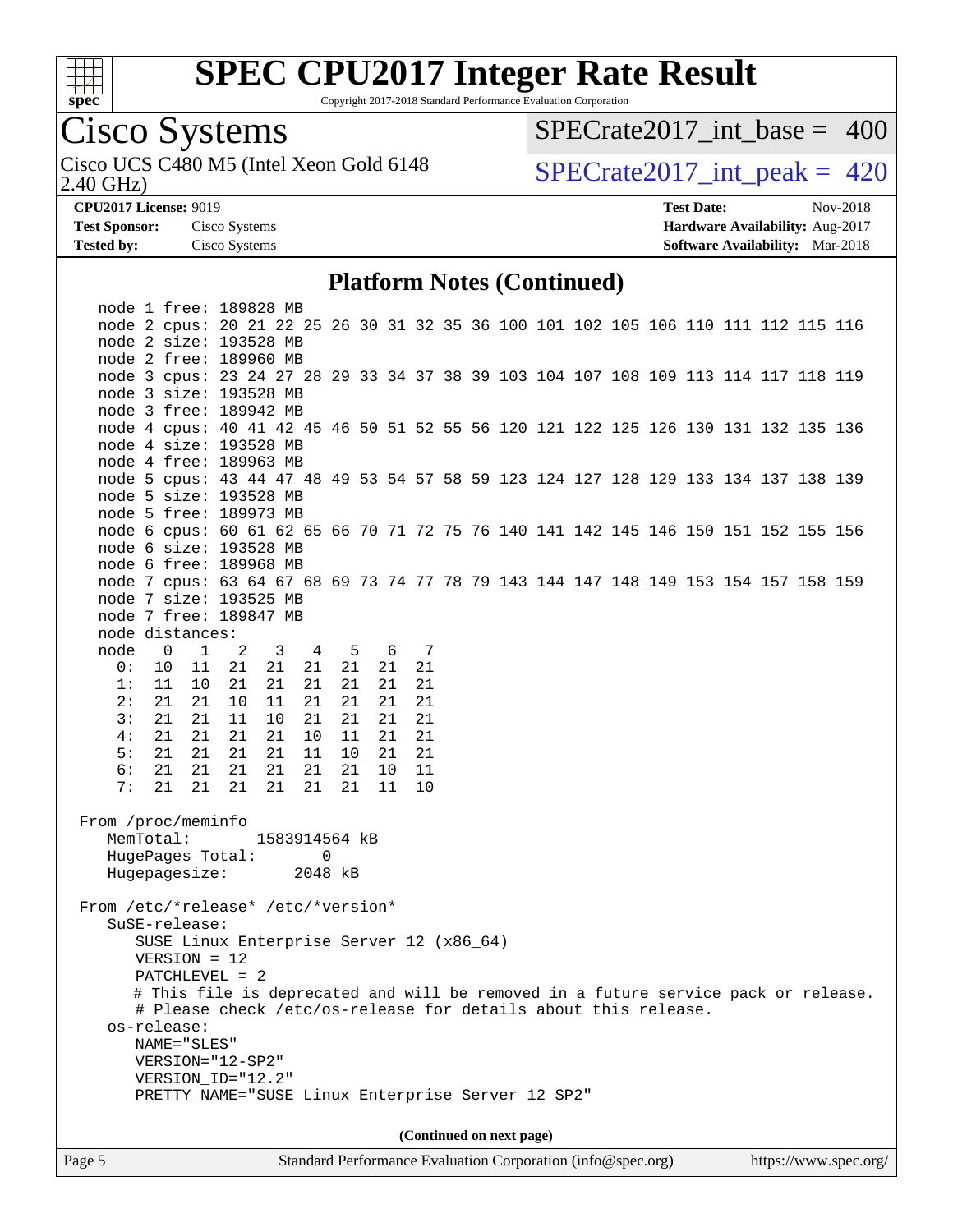## Platform Notes (Continued)

```
   node 1 free: 189828 MB
   node 2 cpus: 20 21 22 25 26 30 31 32 35 36 100 101 102 105 106 110 111 112 115 116
   node 2 size: 193528 MB
   node 2 free: 189960 MB
   node 3 cpus: 23 24 27 28 29 33 34 37 38 39 103 104 107 108 109 113 114 117 118 119
   node 3 size: 193528 MB
   node 3 free: 189942 MB
   node 4 cpus: 40 41 42 45 46 50 51 52 55 56 120 121 122 125 126 130 131 132 135 136
   node 4 size: 193528 MB
   node 4 free: 189963 MB
   node 5 cpus: 43 44 47 48 49 53 54 57 58 59 123 124 127 128 129 133 134 137 138 139
   node 5 size: 193528 MB
   node 5 free: 189973 MB
   node 6 cpus: 60 61 62 65 66 70 71 72 75 76 140 141 142 145 146 150 151 152 155 156
   node 6 size: 193528 MB
   node 6 free: 189968 MB
   node 7 cpus: 63 64 67 68 69 73 74 77 78 79 143 144 147 148 149 153 154 157 158 159
   node 7 size: 193525 MB
   node 7 free: 189847 MB
   node distances:
   node   0   1   2   3   4   5   6   7
     0:  10  11  21  21  21  21  21  21
     1:  11  10  21  21  21  21  21  21
     2:  21  21  10  11  21  21  21  21
     3:  21  21  11  10  21  21  21  21
     4:  21  21  21  21  10  11  21  21
     5:  21  21  21  21  11  10  21  21
     6:  21  21  21  21  21  21  10  11
     7:  21  21  21  21  21  21  11  10

 From /proc/meminfo
    MemTotal:       1583914564 kB
    HugePages_Total:       0
    Hugepagesize:       2048 kB

 From /etc/*release* /etc/*version*
    SuSE-release:
       SUSE Linux Enterprise Server 12 (x86_64)
       VERSION = 12
       PATCHLEVEL = 2
       # This file is deprecated and will be removed in a future service pack or release.
       # Please check /etc/os-release for details about this release.
    os-release:
       NAME="SLES"
       VERSION="12-SP2"
       VERSION_ID="12.2"
       PRETTY_NAME="SUSE Linux Enterprise Server 12 SP2"
```

(Continued on next page)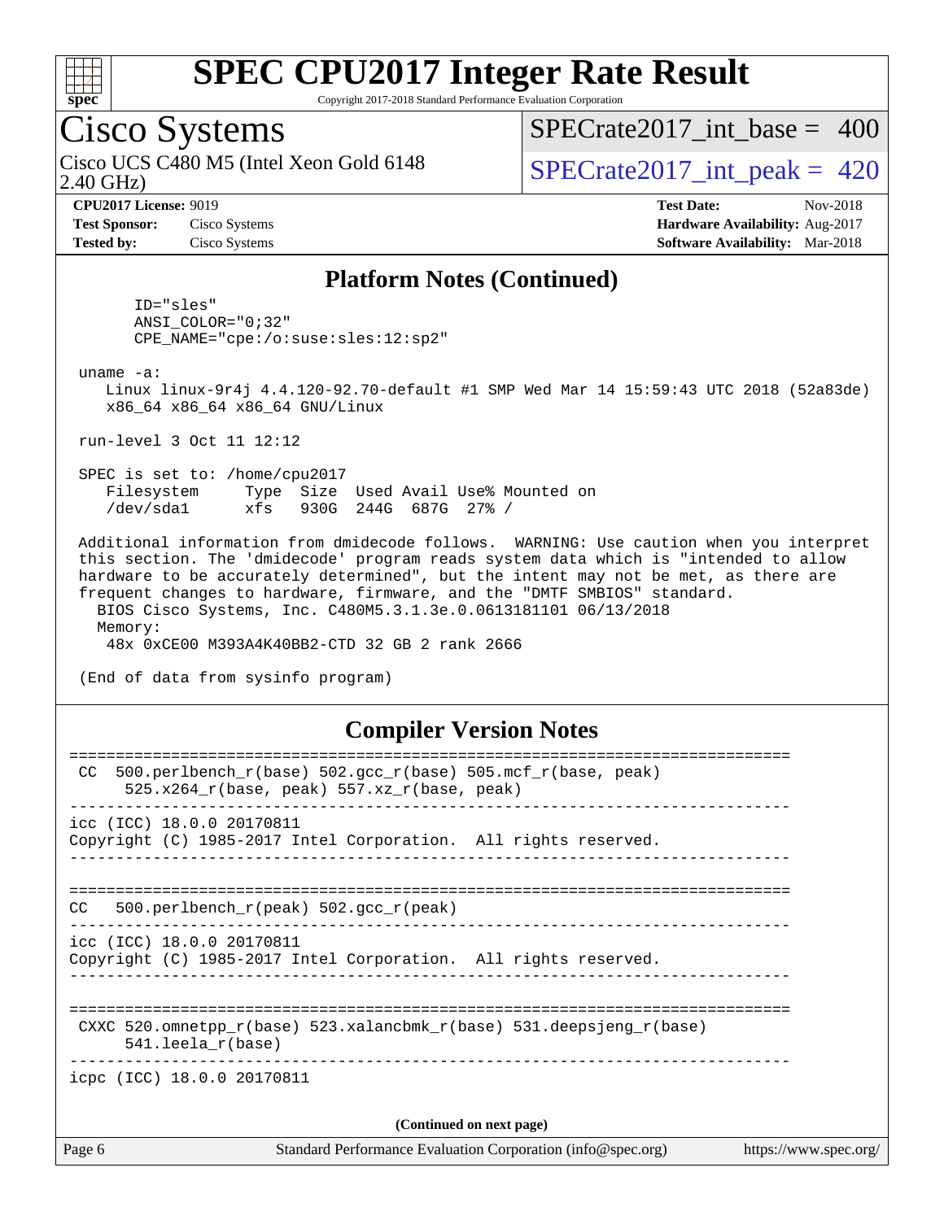# SPEC CPU2017 Integer Rate Result

Copyright 2017-2018 Standard Performance Evaluation Corporation

## Cisco Systems

Cisco UCS C480 M5 (Intel Xeon Gold 6148 2.40 GHz)

SPECrate2017_int_base = 400

SPECrate2017_int_peak = 420

**CPU2017 License:** 9019
**Test Sponsor:** Cisco Systems
**Tested by:** Cisco Systems

**Test Date:** Nov-2018
**Hardware Availability:** Aug-2017
**Software Availability:** Mar-2018

### Platform Notes (Continued)

```
      ID="sles"
      ANSI_COLOR="0;32"
      CPE_NAME="cpe:/o:suse:sles:12:sp2"

 uname -a:
    Linux linux-9r4j 4.4.120-92.70-default #1 SMP Wed Mar 14 15:59:43 UTC 2018 (52a83de)
    x86_64 x86_64 x86_64 GNU/Linux

 run-level 3 Oct 11 12:12

 SPEC is set to: /home/cpu2017
    Filesystem     Type  Size  Used Avail Use% Mounted on
    /dev/sda1      xfs   930G  244G  687G  27% /

 Additional information from dmidecode follows.  WARNING: Use caution when you interpret
 this section. The 'dmidecode' program reads system data which is "intended to allow
 hardware to be accurately determined", but the intent may not be met, as there are
 frequent changes to hardware, firmware, and the "DMTF SMBIOS" standard.
   BIOS Cisco Systems, Inc. C480M5.3.1.3e.0.0613181101 06/13/2018
   Memory:
    48x 0xCE00 M393A4K40BB2-CTD 32 GB 2 rank 2666

 (End of data from sysinfo program)
```

### Compiler Version Notes

```
==============================================================================
 CC  500.perlbench_r(base) 502.gcc_r(base) 505.mcf_r(base, peak)
      525.x264_r(base, peak) 557.xz_r(base, peak)
------------------------------------------------------------------------------
icc (ICC) 18.0.0 20170811
Copyright (C) 1985-2017 Intel Corporation.  All rights reserved.
------------------------------------------------------------------------------

==============================================================================
CC   500.perlbench_r(peak) 502.gcc_r(peak)
------------------------------------------------------------------------------
icc (ICC) 18.0.0 20170811
Copyright (C) 1985-2017 Intel Corporation.  All rights reserved.
------------------------------------------------------------------------------

==============================================================================
 CXXC 520.omnetpp_r(base) 523.xalancbmk_r(base) 531.deepsjeng_r(base)
      541.leela_r(base)
------------------------------------------------------------------------------
icpc (ICC) 18.0.0 20170811
```

**(Continued on next page)**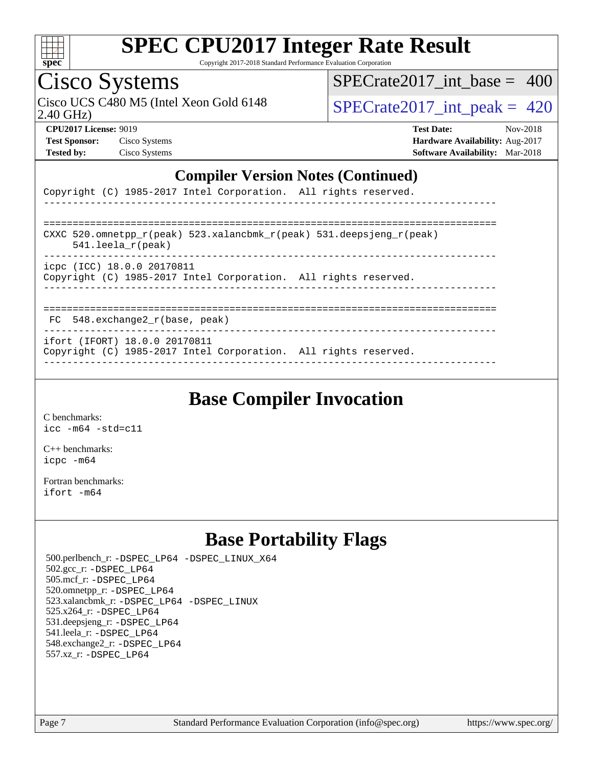## Compiler Version Notes (Continued)

```
Copyright (C) 1985-2017 Intel Corporation.  All rights reserved.
------------------------------------------------------------------------------

==============================================================================
CXXC 520.omnetpp_r(peak) 523.xalancbmk_r(peak) 531.deepsjeng_r(peak)
     541.leela_r(peak)
------------------------------------------------------------------------------
icpc (ICC) 18.0.0 20170811
Copyright (C) 1985-2017 Intel Corporation.  All rights reserved.
------------------------------------------------------------------------------

==============================================================================
 FC  548.exchange2_r(base, peak)
------------------------------------------------------------------------------
ifort (IFORT) 18.0.0 20170811
Copyright (C) 1985-2017 Intel Corporation.  All rights reserved.
------------------------------------------------------------------------------
```

## Base Compiler Invocation

C benchmarks:
icc -m64 -std=c11

C++ benchmarks:
icpc -m64

Fortran benchmarks:
ifort -m64

## Base Portability Flags

500.perlbench_r: -DSPEC_LP64 -DSPEC_LINUX_X64
502.gcc_r: -DSPEC_LP64
505.mcf_r: -DSPEC_LP64
520.omnetpp_r: -DSPEC_LP64
523.xalancbmk_r: -DSPEC_LP64 -DSPEC_LINUX
525.x264_r: -DSPEC_LP64
531.deepsjeng_r: -DSPEC_LP64
541.leela_r: -DSPEC_LP64
548.exchange2_r: -DSPEC_LP64
557.xz_r: -DSPEC_LP64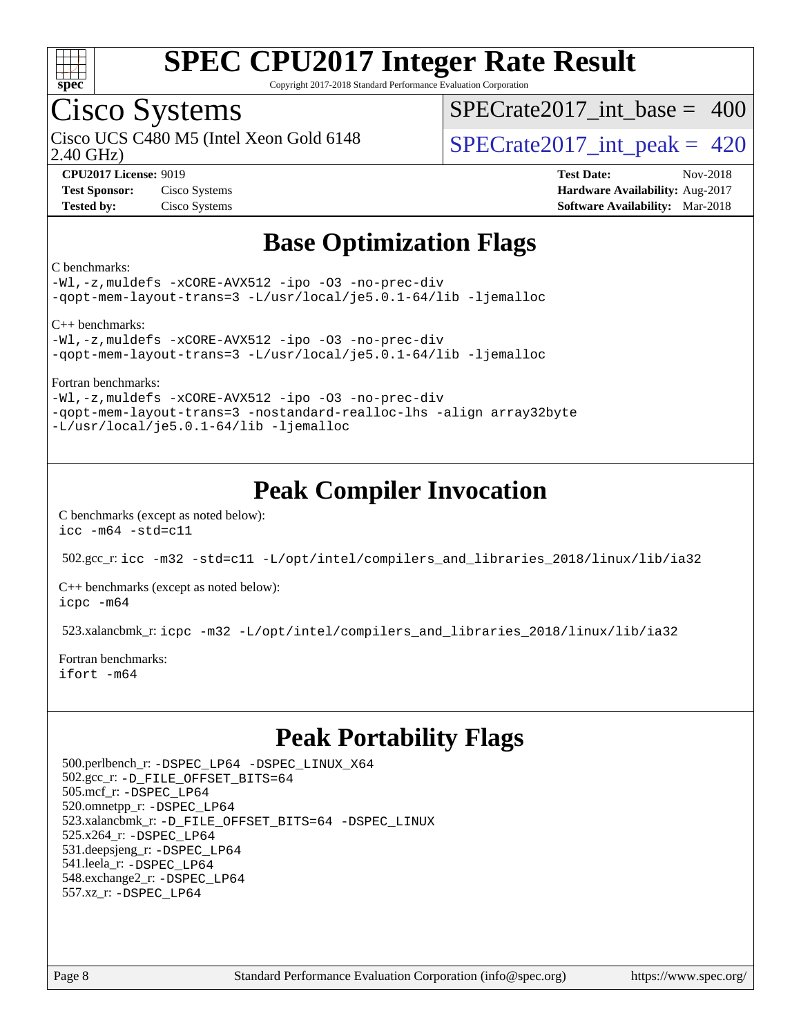# SPEC CPU2017 Integer Rate Result

Copyright 2017-2018 Standard Performance Evaluation Corporation

## Cisco Systems

Cisco UCS C480 M5 (Intel Xeon Gold 6148 2.40 GHz)

SPECrate2017_int_base = 400

SPECrate2017_int_peak = 420

**CPU2017 License:** 9019
**Test Sponsor:** Cisco Systems
**Tested by:** Cisco Systems

**Test Date:** Nov-2018
**Hardware Availability:** Aug-2017
**Software Availability:** Mar-2018

## Base Optimization Flags

C benchmarks:
```
-Wl,-z,muldefs -xCORE-AVX512 -ipo -O3 -no-prec-div
-qopt-mem-layout-trans=3 -L/usr/local/je5.0.1-64/lib -ljemalloc
```

C++ benchmarks:
```
-Wl,-z,muldefs -xCORE-AVX512 -ipo -O3 -no-prec-div
-qopt-mem-layout-trans=3 -L/usr/local/je5.0.1-64/lib -ljemalloc
```

Fortran benchmarks:
```
-Wl,-z,muldefs -xCORE-AVX512 -ipo -O3 -no-prec-div
-qopt-mem-layout-trans=3 -nostandard-realloc-lhs -align array32byte
-L/usr/local/je5.0.1-64/lib -ljemalloc
```

## Peak Compiler Invocation

C benchmarks (except as noted below):
```
icc -m64 -std=c11
```

502.gcc_r: `icc -m32 -std=c11 -L/opt/intel/compilers_and_libraries_2018/linux/lib/ia32`

C++ benchmarks (except as noted below):
```
icpc -m64
```

523.xalancbmk_r: `icpc -m32 -L/opt/intel/compilers_and_libraries_2018/linux/lib/ia32`

Fortran benchmarks:
```
ifort -m64
```

## Peak Portability Flags

500.perlbench_r: -DSPEC_LP64 -DSPEC_LINUX_X64
502.gcc_r: -D_FILE_OFFSET_BITS=64
505.mcf_r: -DSPEC_LP64
520.omnetpp_r: -DSPEC_LP64
523.xalancbmk_r: -D_FILE_OFFSET_BITS=64 -DSPEC_LINUX
525.x264_r: -DSPEC_LP64
531.deepsjeng_r: -DSPEC_LP64
541.leela_r: -DSPEC_LP64
548.exchange2_r: -DSPEC_LP64
557.xz_r: -DSPEC_LP64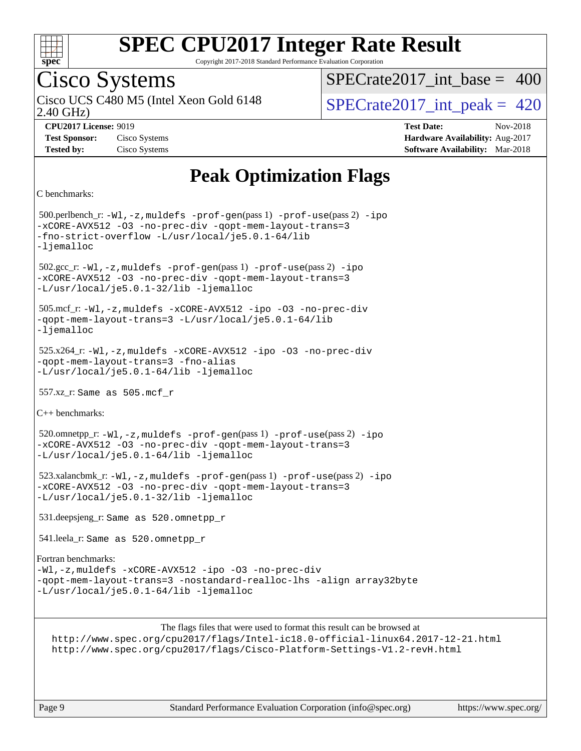# Peak Optimization Flags

C benchmarks:

500.perlbench_r: `-Wl,-z,muldefs -prof-gen`(pass 1) `-prof-use`(pass 2) `-ipo -xCORE-AVX512 -O3 -no-prec-div -qopt-mem-layout-trans=3 -fno-strict-overflow -L/usr/local/je5.0.1-64/lib -ljemalloc`

502.gcc_r: `-Wl,-z,muldefs -prof-gen`(pass 1) `-prof-use`(pass 2) `-ipo -xCORE-AVX512 -O3 -no-prec-div -qopt-mem-layout-trans=3 -L/usr/local/je5.0.1-32/lib -ljemalloc`

505.mcf_r: `-Wl,-z,muldefs -xCORE-AVX512 -ipo -O3 -no-prec-div -qopt-mem-layout-trans=3 -L/usr/local/je5.0.1-64/lib -ljemalloc`

525.x264_r: `-Wl,-z,muldefs -xCORE-AVX512 -ipo -O3 -no-prec-div -qopt-mem-layout-trans=3 -fno-alias -L/usr/local/je5.0.1-64/lib -ljemalloc`

557.xz_r: Same as 505.mcf_r

C++ benchmarks:

520.omnetpp_r: `-Wl,-z,muldefs -prof-gen`(pass 1) `-prof-use`(pass 2) `-ipo -xCORE-AVX512 -O3 -no-prec-div -qopt-mem-layout-trans=3 -L/usr/local/je5.0.1-64/lib -ljemalloc`

523.xalancbmk_r: `-Wl,-z,muldefs -prof-gen`(pass 1) `-prof-use`(pass 2) `-ipo -xCORE-AVX512 -O3 -no-prec-div -qopt-mem-layout-trans=3 -L/usr/local/je5.0.1-32/lib -ljemalloc`

531.deepsjeng_r: Same as 520.omnetpp_r

541.leela_r: Same as 520.omnetpp_r

Fortran benchmarks:

`-Wl,-z,muldefs -xCORE-AVX512 -ipo -O3 -no-prec-div -qopt-mem-layout-trans=3 -nostandard-realloc-lhs -align array32byte -L/usr/local/je5.0.1-64/lib -ljemalloc`

The flags files that were used to format this result can be browsed at
http://www.spec.org/cpu2017/flags/Intel-ic18.0-official-linux64.2017-12-21.html
http://www.spec.org/cpu2017/flags/Cisco-Platform-Settings-V1.2-revH.html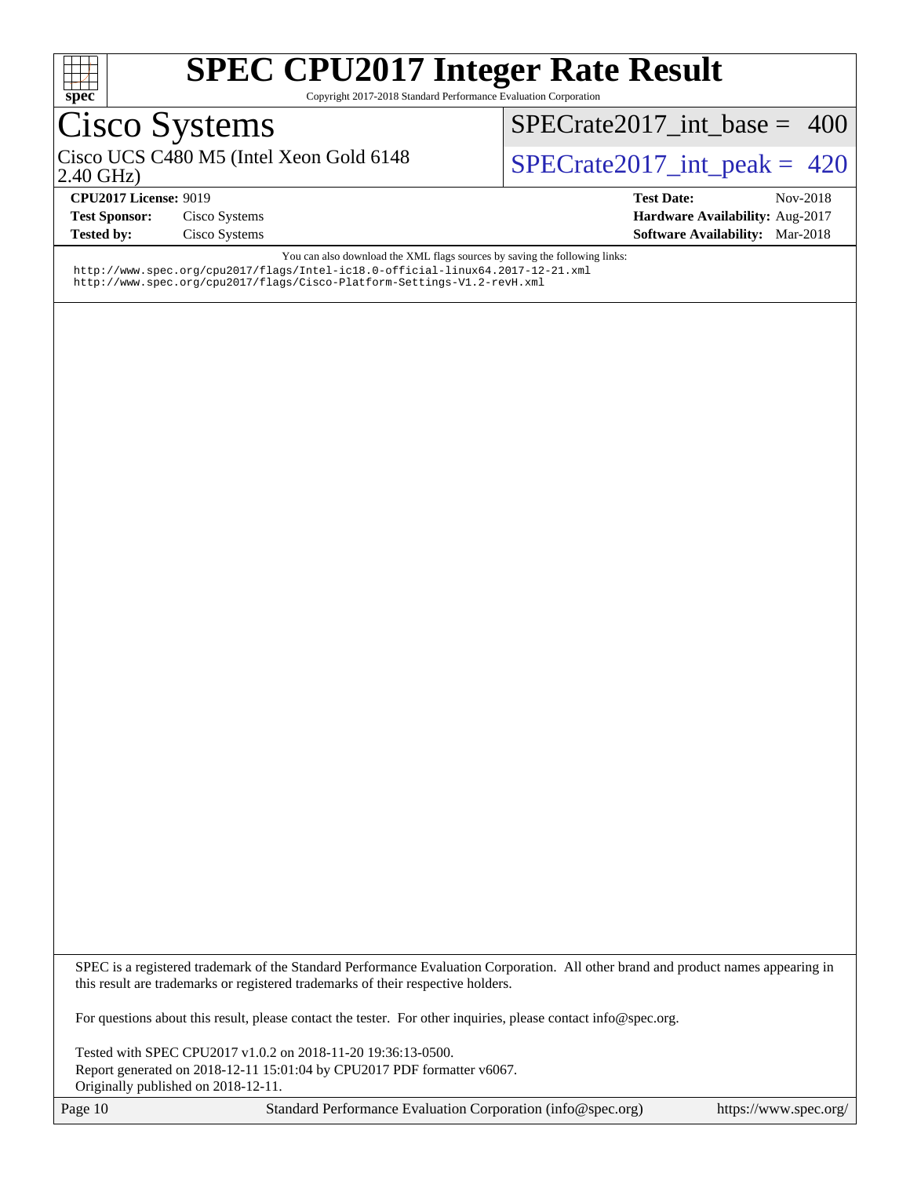# SPEC CPU2017 Integer Rate Result

Copyright 2017-2018 Standard Performance Evaluation Corporation

## Cisco Systems

Cisco UCS C480 M5 (Intel Xeon Gold 6148 2.40 GHz)

SPECrate2017_int_base = 400

SPECrate2017_int_peak = 420

**CPU2017 License:** 9019
**Test Sponsor:** Cisco Systems
**Tested by:** Cisco Systems

**Test Date:** Nov-2018
**Hardware Availability:** Aug-2017
**Software Availability:** Mar-2018

You can also download the XML flags sources by saving the following links:
http://www.spec.org/cpu2017/flags/Intel-ic18.0-official-linux64.2017-12-21.xml
http://www.spec.org/cpu2017/flags/Cisco-Platform-Settings-V1.2-revH.xml

SPEC is a registered trademark of the Standard Performance Evaluation Corporation. All other brand and product names appearing in this result are trademarks or registered trademarks of their respective holders.

For questions about this result, please contact the tester. For other inquiries, please contact info@spec.org.

Tested with SPEC CPU2017 v1.0.2 on 2018-11-20 19:36:13-0500.
Report generated on 2018-12-11 15:01:04 by CPU2017 PDF formatter v6067.
Originally published on 2018-12-11.